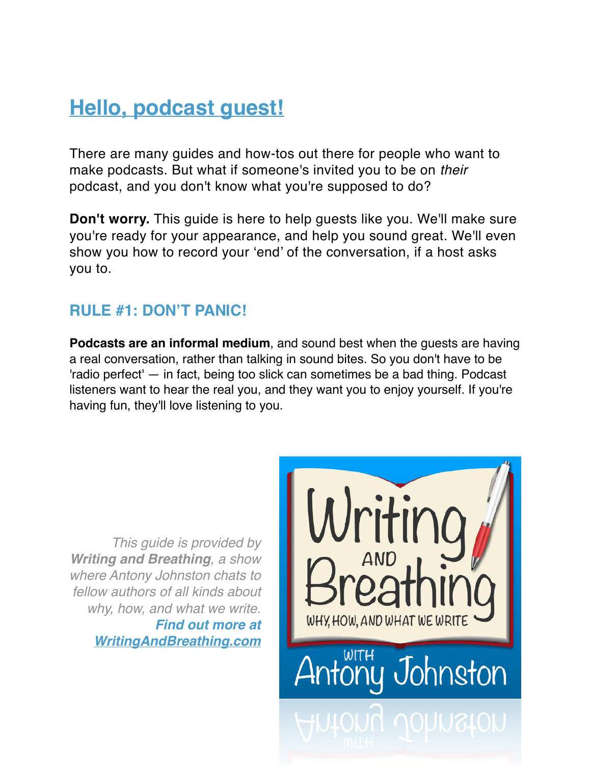# Hello, podcast guest!

There are many guides and how-tos out there for people who want to make podcasts. But what if someone's invited you to be on *their* podcast, and you don't know what you're supposed to do?

**Don't worry.** This guide is here to help guests like you. We'll make sure you're ready for your appearance, and help you sound great. We'll even show you how to record your 'end' of the conversation, if a host asks you to.

## RULE #1: DON'T PANIC!

**Podcasts are an informal medium**, and sound best when the guests are having a real conversation, rather than talking in sound bites. So you don't have to be 'radio perfect' — in fact, being too slick can sometimes be a bad thing. Podcast listeners want to hear the real you, and they want you to enjoy yourself. If you're having fun, they'll love listening to you.

*This guide is provided by **Writing and Breathing**, a show where Antony Johnston chats to fellow authors of all kinds about why, how, and what we write.* ***Find out more at WritingAndBreathing.com***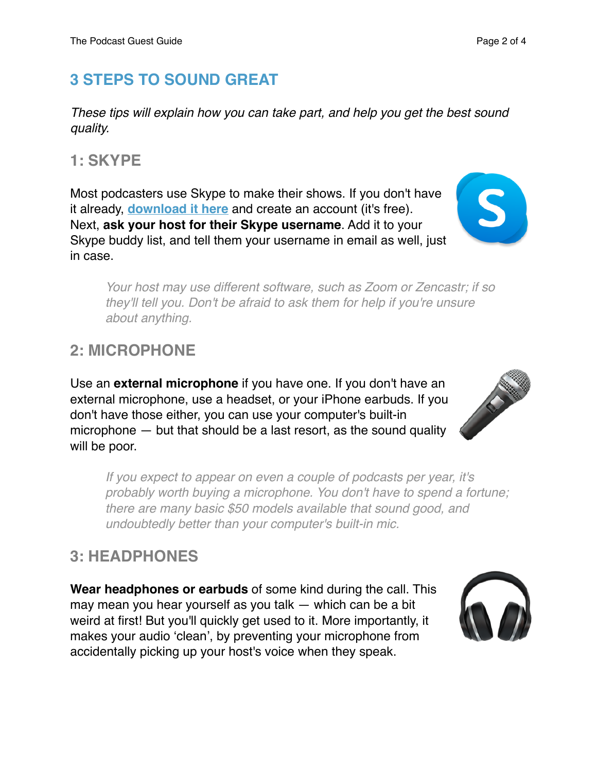# 3 STEPS TO SOUND GREAT

*These tips will explain how you can take part, and help you get the best sound quality.*

## 1: SKYPE

Most podcasters use Skype to make their shows. If you don't have it already, download it here and create an account (it's free). Next, **ask your host for their Skype username**. Add it to your Skype buddy list, and tell them your username in email as well, just in case.

> *Your host may use different software, such as Zoom or Zencastr; if so they'll tell you. Don't be afraid to ask them for help if you're unsure about anything.*

## 2: MICROPHONE

Use an **external microphone** if you have one. If you don't have an external microphone, use a headset, or your iPhone earbuds. If you don't have those either, you can use your computer's built-in microphone — but that should be a last resort, as the sound quality will be poor.

> *If you expect to appear on even a couple of podcasts per year, it's probably worth buying a microphone. You don't have to spend a fortune; there are many basic $50 models available that sound good, and undoubtedly better than your computer's built-in mic.*

## 3: HEADPHONES

**Wear headphones or earbuds** of some kind during the call. This may mean you hear yourself as you talk — which can be a bit weird at first! But you'll quickly get used to it. More importantly, it makes your audio 'clean', by preventing your microphone from accidentally picking up your host's voice when they speak.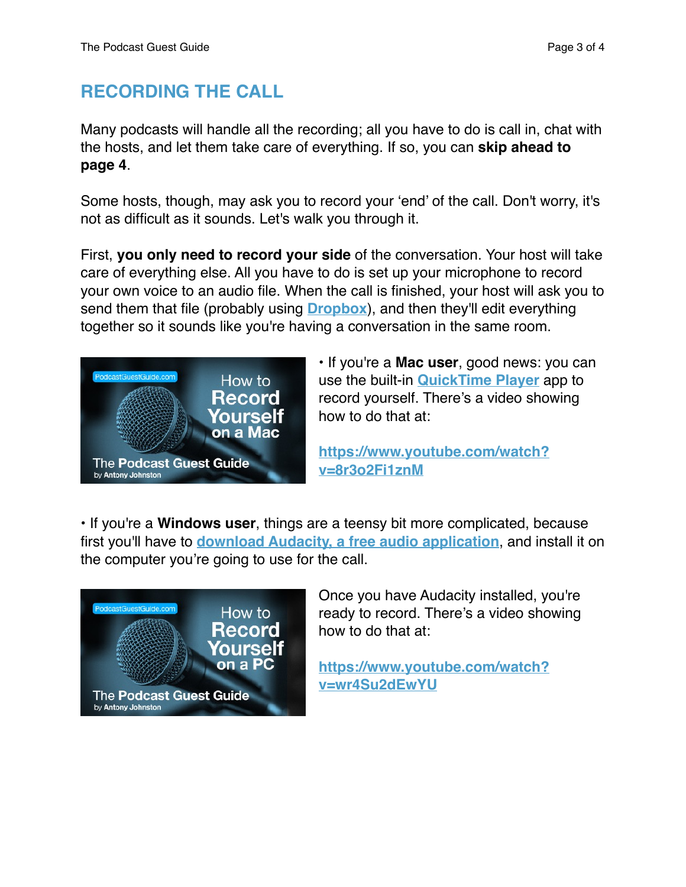# RECORDING THE CALL

Many podcasts will handle all the recording; all you have to do is call in, chat with the hosts, and let them take care of everything. If so, you can **skip ahead to page 4**.

Some hosts, though, may ask you to record your 'end' of the call. Don't worry, it's not as difficult as it sounds. Let's walk you through it.

First, **you only need to record your side** of the conversation. Your host will take care of everything else. All you have to do is set up your microphone to record your own voice to an audio file. When the call is finished, your host will ask you to send them that file (probably using Dropbox), and then they'll edit everything together so it sounds like you're having a conversation in the same room.

• If you're a **Mac user**, good news: you can use the built-in QuickTime Player app to record yourself. There's a video showing how to do that at:

https://www.youtube.com/watch?v=8r3o2Fi1znM

• If you're a **Windows user**, things are a teensy bit more complicated, because first you'll have to download Audacity, a free audio application, and install it on the computer you're going to use for the call.

Once you have Audacity installed, you're ready to record. There's a video showing how to do that at:

https://www.youtube.com/watch?v=wr4Su2dEwYU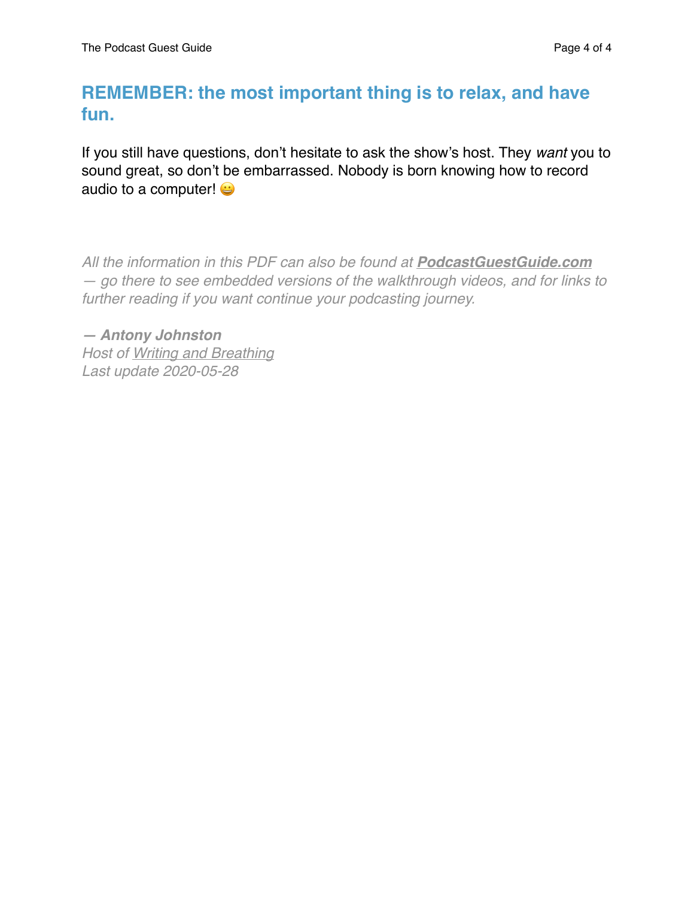## REMEMBER: the most important thing is to relax, and have fun.

If you still have questions, don't hesitate to ask the show's host. They *want* you to sound great, so don't be embarrassed. Nobody is born knowing how to record audio to a computer! 😀

*All the information in this PDF can also be found at* ***PodcastGuestGuide.com*** *— go there to see embedded versions of the walkthrough videos, and for links to further reading if you want continue your podcasting journey.*

***— Antony Johnston***
*Host of Writing and Breathing*
*Last update 2020-05-28*